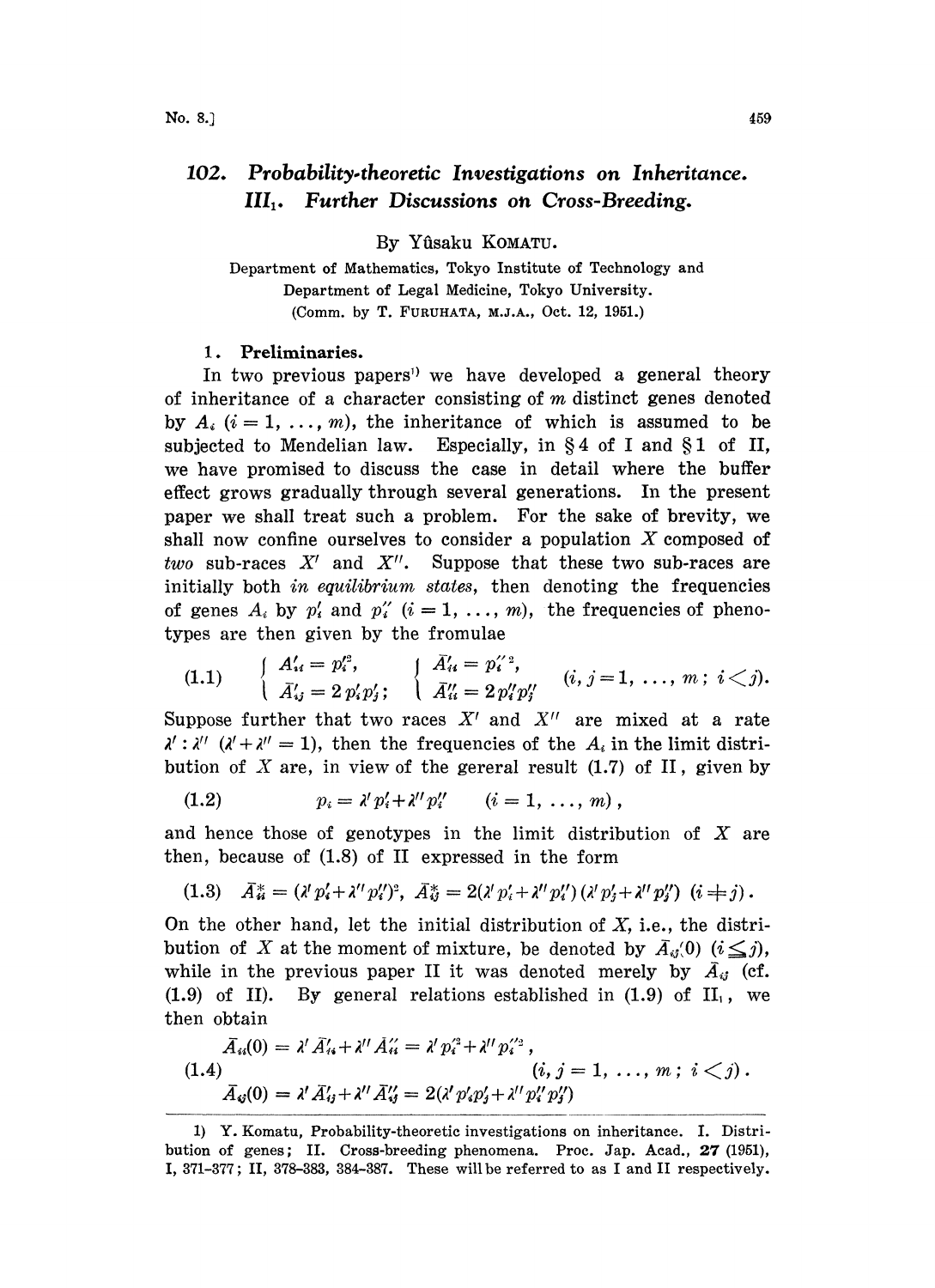# 102. Probability-theoretic Investigations on Inheritance. III₁. Further Discussions on Cross-Breeding.

By Yûsaku KOMATU.

Department of Mathematics, Tokyo Institute of Technology and Department of Legal Medicine, Tokyo University.

(Comm. by T. FURUHATA, M.J.A., Oct. 12, 1951.)

## 1. Preliminaries.

In two previous papers[1] we have developed a general theory of inheritance of a character consisting of $m$ distinct genes denoted by $A_i$ $(i = 1, \ldots, m)$, the inheritance of which is assumed to be subjected to Mendelian law. Especially, in §4 of I and §1 of II, we have promised to discuss the case in detail where the buffer effect grows gradually through several generations. In the present paper we shall treat such a problem. For the sake of brevity, we shall now confine ourselves to consider a population $X$ composed of *two* sub-races $X'$ and $X''$. Suppose that these two sub-races are initially both *in equilibrium states*, then denoting the frequencies of genes $A_i$ by $p'_i$ and $p''_i$ $(i = 1, \ldots, m)$, the frequencies of phenotypes are then given by the fromulae

$$
(1.1) \qquad \begin{cases} \bar{A}'_{ii} = p'^2_i, \\ \bar{A}'_{ij} = 2p'_i p'_j; \end{cases} \quad \begin{cases} \bar{A}''_{ii} = p''^2_i, \\ \bar{A}''_{ii} = 2p''_i p''_j \end{cases} \quad (i, j = 1, \ldots, m;\ i < j).
$$

Suppose further that two races $X'$ and $X''$ are mixed at a rate $\lambda' : \lambda''$ $(\lambda' + \lambda'' = 1)$, then the frequencies of the $A_i$ in the limit distribution of $X$ are, in view of the gereral result (1.7) of II, given by

$$
(1.2) \qquad p_i = \lambda' p'_i + \lambda'' p''_i \qquad (i = 1, \ldots, m),
$$

and hence those of genotypes in the limit distribution of $X$ are then, because of (1.8) of II expressed in the form

$$
(1.3) \quad \bar{A}^*_{ii} = (\lambda' p'_i + \lambda'' p''_i)^2, \ \bar{A}^*_{ij} = 2(\lambda' p'_i + \lambda'' p''_i)(\lambda' p'_j + \lambda'' p''_j) \ (i \neq j).
$$

On the other hand, let the initial distribution of $X$, i.e., the distribution of $X$ at the moment of mixture, be denoted by $\bar{A}_{ij}(0)$ $(i \leq j)$, while in the previous paper II it was denoted merely by $\bar{A}_{ij}$ (cf. (1.9) of II). By general relations established in (1.9) of II₁, we then obtain

$$
(1.4) \quad \begin{aligned} \bar{A}_{ii}(0) &= \lambda' \bar{A}'_{ii} + \lambda'' \bar{A}''_{ii} = \lambda' p'^2_i + \lambda'' p''^2_i, \\ & \qquad\qquad\qquad\qquad\qquad\qquad (i, j = 1, \ldots, m;\ i < j). \\ \bar{A}_{ij}(0) &= \lambda' \bar{A}'_{ij} + \lambda'' \bar{A}''_{ij} = 2(\lambda' p'_i p'_j + \lambda'' p''_i p''_j) \end{aligned}
$$

---

1) Y. Komatu, Probability-theoretic investigations on inheritance. I. Distribution of genes; II. Cross-breeding phenomena. Proc. Jap. Acad., **27** (1951), I, 371-377; II, 378-383, 384-387. These will be referred to as I and II respectively.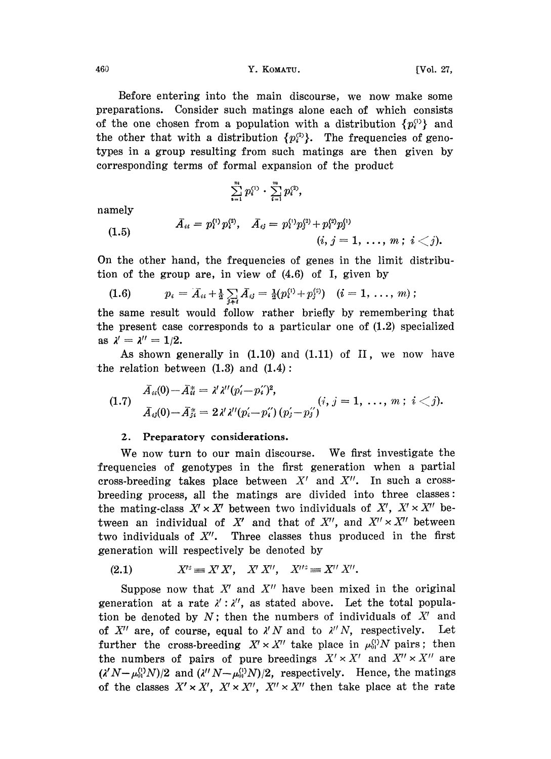Before entering into the main discourse, we now make some preparations. Consider such matings alone each of which consists of the one chosen from a population with a distribution $\{p_i^{(1)}\}$ and the other that with a distribution $\{p_i^{(2)}\}$. The frequencies of genotypes in a group resulting from such matings are then given by corresponding terms of formal expansion of the product

$$\sum_{i=1}^{m} p_i^{(1)} \cdot \sum_{i=1}^{m} p_i^{(2)},$$

namely

$$\bar{A}_{ii} = p_i^{(1)} p_i^{(2)}, \quad \bar{A}_{ij} = p_i^{(1)} p_j^{(2)} + p_i^{(2)} p_j^{(1)} \qquad (i, j = 1, \ldots, m;\ i < j). \tag{1.5}$$

On the other hand, the frequencies of genes in the limit distribution of the group are, in view of (4.6) of I, given by

$$p_i = \bar{A}_{ii} + \tfrac{1}{2} \sum_{j \neq i} \bar{A}_{ij} = \tfrac{1}{2}(p_i^{(1)} + p_i^{(2)}) \quad (i = 1, \ldots, m); \tag{1.6}$$

the same result would follow rather briefly by remembering that the present case corresponds to a particular one of (1.2) specialized as $\lambda' = \lambda'' = 1/2$.

As shown generally in (1.10) and (1.11) of II, we now have the relation between (1.3) and (1.4):

$$\begin{aligned} \bar{A}_{ii}(0) - \bar{A}_{ii}^{*} &= \lambda' \lambda'' (p_i' - p_i'')^2, \\ \bar{A}_{ij}(0) - \bar{A}_{ji}^{*} &= 2 \lambda' \lambda'' (p_i' - p_i'')(p_j' - p_j'') \end{aligned} \qquad (i, j = 1, \ldots, m;\ i < j). \tag{1.7}$$

## 2. Preparatory considerations.

We now turn to our main discourse. We first investigate the frequencies of genotypes in the first generation when a partial cross-breeding takes place between $X'$ and $X''$. In such a cross-breeding process, all the matings are divided into three classes: the mating-class $X' \times X'$ between two individuals of $X'$, $X' \times X''$ between an individual of $X'$ and that of $X''$, and $X'' \times X''$ between two individuals of $X''$. Three classes thus produced in the first generation will respectively be denoted by

$$X'^2 \equiv X'X', \quad X'X'', \quad X''^2 \equiv X''X''. \tag{2.1}$$

Suppose now that $X'$ and $X''$ have been mixed in the original generation at a rate $\lambda' : \lambda''$, as stated above. Let the total population be denoted by $N$; then the numbers of individuals of $X'$ and of $X''$ are, of course, equal to $\lambda' N$ and to $\lambda'' N$, respectively. Let further the cross-breeding $X' \times X''$ take place in $\mu_{01}^{(1)} N$ pairs; then the numbers of pairs of pure breedings $X' \times X'$ and $X'' \times X''$ are $(\lambda' N - \mu_{01}^{(1)} N)/2$ and $(\lambda'' N - \mu_{01}^{(1)} N)/2$, respectively. Hence, the matings of the classes $X' \times X'$, $X' \times X''$, $X'' \times X''$ then take place at the rate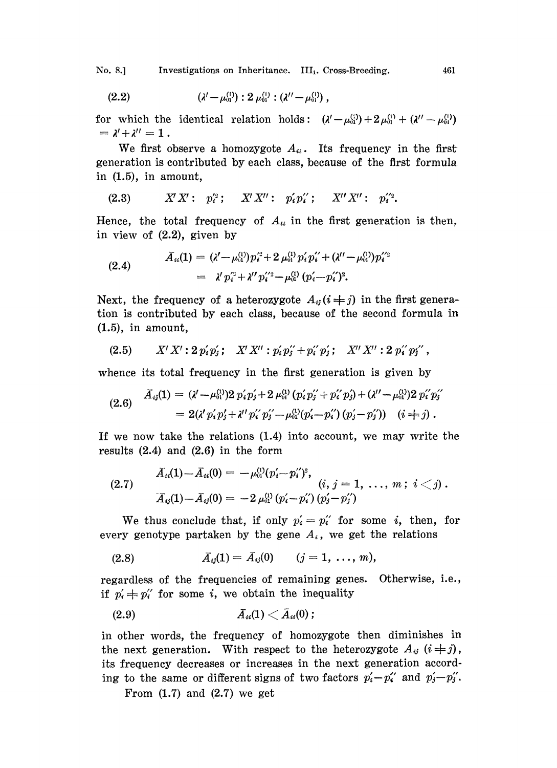$$(2.2) \qquad (\lambda' - \mu_{01}^{(1)}) : 2\,\mu_{01}^{(1)} : (\lambda'' - \mu_{01}^{(1)}),$$

for which the identical relation holds: $(\lambda' - \mu_{01}^{(1)}) + 2\,\mu_{01}^{(1)} + (\lambda'' - \mu_{01}^{(1)}) = \lambda' + \lambda'' = 1$.

We first observe a homozygote $A_{ii}$. Its frequency in the first generation is contributed by each class, because of the first formula in (1.5), in amount,

$$(2.3) \qquad X'X': \ p_i'^2; \qquad X'X'': \ p_i' p_i''; \qquad X''X'': \ p_i''^2.$$

Hence, the total frequency of $A_{ii}$ in the first generation is then, in view of (2.2), given by

$$(2.4) \qquad \begin{aligned} \bar{A}_{ii}(1) &= (\lambda' - \mu_{01}^{(1)}) p_i'^2 + 2\,\mu_{01}^{(1)} p_i' p_i'' + (\lambda'' - \mu_{01}^{(1)}) p_i''^2 \\ &= \lambda' p_i'^2 + \lambda'' p_i''^2 - \mu_{01}^{(1)} (p_i' - p_i'')^2. \end{aligned}$$

Next, the frequency of a heterozygote $A_{ij}\,(i \neq j)$ in the first generation is contributed by each class, because of the second formula in (1.5), in amount,

$$(2.5) \qquad X'X': 2\,p_i' p_j'; \quad X'X'': p_i' p_j'' + p_i'' p_j'; \quad X''X'': 2\,p_i'' p_j'',$$

whence its total frequency in the first generation is given by

$$(2.6) \qquad \begin{aligned} \bar{A}_{ij}(1) &= (\lambda' - \mu_{01}^{(1)}) 2\,p_i' p_j' + 2\,\mu_{01}^{(1)} (p_i' p_j'' + p_i'' p_j') + (\lambda'' - \mu_{01}^{(1)}) 2\,p_i'' p_j'' \\ &= 2(\lambda' p_i' p_j' + \lambda'' p_i'' p_j'' - \mu_{01}^{(1)} (p_i' - p_i'')(p_j' - p_j'')) \quad (i \neq j). \end{aligned}$$

If we now take the relations (1.4) into account, we may write the results (2.4) and (2.6) in the form

$$(2.7) \qquad \begin{aligned} \bar{A}_{ii}(1) - \bar{A}_{ii}(0) &= -\mu_{01}^{(1)} (p_i' - p_i'')^2, \\ \bar{A}_{ij}(1) - \bar{A}_{ij}(0) &= -2\,\mu_{01}^{(1)} (p_i' - p_i'')(p_j' - p_j'') \end{aligned} \qquad (i, j = 1, \ldots, m;\ i < j).$$

We thus conclude that, if only $p_i' = p_i''$ for some $i$, then, for every genotype partaken by the gene $A_i$, we get the relations

$$(2.8) \qquad \bar{A}_{ij}(1) = \bar{A}_{ij}(0) \qquad (j = 1, \ldots, m),$$

regardless of the frequencies of remaining genes. Otherwise, i.e., if $p_i' \neq p_i''$ for some $i$, we obtain the inequality

$$(2.9) \qquad \bar{A}_{ii}(1) < \bar{A}_{ii}(0);$$

in other words, the frequency of homozygote then diminishes in the next generation. With respect to the heterozygote $A_{ij}\,(i \neq j)$, its frequency decreases or increases in the next generation according to the same or different signs of two factors $p_i' - p_i''$ and $p_j' - p_j''$.

From (1.7) and (2.7) we get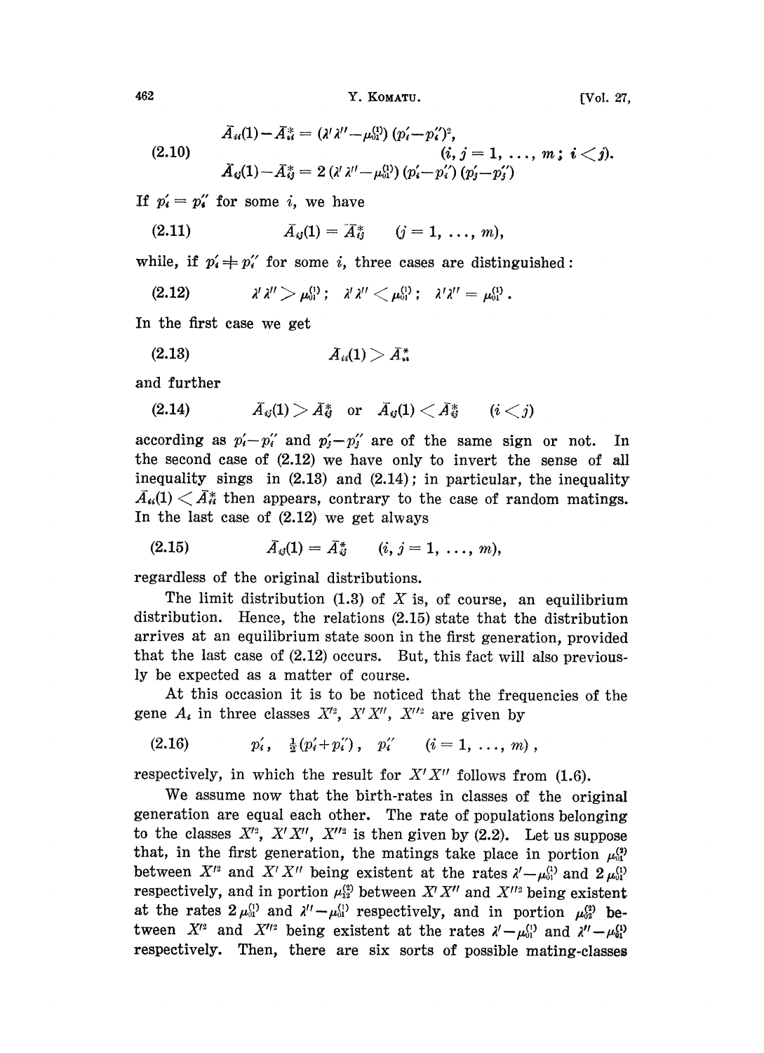$$
\begin{aligned}
&\bar{A}_{ii}(1)-\bar{A}_{ii}^{*} = (\lambda'\lambda''-\mu_{01}^{(1)})(p_i'-p_i'')^2, \\
&\qquad\qquad\qquad\qquad\qquad\qquad\qquad (i, j = 1, \ldots, m;\ i<j). \\
&\bar{A}_{ij}(1)-\bar{A}_{ij}^{*} = 2(\lambda'\lambda''-\mu_{01}^{(1)})(p_i'-p_i'')(p_j'-p_j'')
\end{aligned}
\tag{2.10}
$$

If $p_i' = p_i''$ for some $i$, we have

$$
\bar{A}_{ij}(1) = \bar{A}_{ij}^{*} \qquad (j = 1, \ldots, m), \tag{2.11}
$$

while, if $p_i' \neq p_i''$ for some $i$, three cases are distinguished:

$$
\lambda'\lambda'' > \mu_{01}^{(1)}; \quad \lambda'\lambda'' < \mu_{01}^{(1)}; \quad \lambda'\lambda'' = \mu_{01}^{(1)}. \tag{2.12}
$$

In the first case we get

$$
\bar{A}_{ii}(1) > \bar{A}_{ii}^{*} \tag{2.13}
$$

and further

$$
\bar{A}_{ij}(1) > \bar{A}_{ij}^{*} \quad \text{or} \quad \bar{A}_{ij}(1) < \bar{A}_{ij}^{*} \qquad (i<j) \tag{2.14}
$$

according as $p_i'-p_i''$ and $p_j'-p_j''$ are of the same sign or not. In the second case of (2.12) we have only to invert the sense of all inequality sings in (2.13) and (2.14); in particular, the inequality $\bar{A}_{ii}(1) < \bar{A}_{ii}^{*}$ then appears, contrary to the case of random matings. In the last case of (2.12) we get always

$$
\bar{A}_{ij}(1) = \bar{A}_{ij}^{*} \qquad (i, j = 1, \ldots, m), \tag{2.15}
$$

regardless of the original distributions.

The limit distribution (1.3) of $X$ is, of course, an equilibrium distribution. Hence, the relations (2.15) state that the distribution arrives at an equilibrium state soon in the first generation, provided that the last case of (2.12) occurs. But, this fact will also previously be expected as a matter of course.

At this occasion it is to be noticed that the frequencies of the gene $A_i$ in three classes $X'^2$, $X'X''$, $X''^2$ are given by

$$
p_i', \quad \tfrac{1}{2}(p_i'+p_i''), \quad p_i'' \qquad (i = 1, \ldots, m), \tag{2.16}
$$

respectively, in which the result for $X'X''$ follows from (1.6).

We assume now that the birth-rates in classes of the original generation are equal each other. The rate of populations belonging to the classes $X'^2$, $X'X''$, $X''^2$ is then given by (2.2). Let us suppose that, in the first generation, the matings take place in portion $\mu_{01}^{(2)}$ between $X'^2$ and $X'X''$ being existent at the rates $\lambda'-\mu_{01}^{(1)}$ and $2\mu_{01}^{(1)}$ respectively, and in portion $\mu_{12}^{(2)}$ between $X'X''$ and $X''^2$ being existent at the rates $2\mu_{01}^{(1)}$ and $\lambda''-\mu_{01}^{(1)}$ respectively, and in portion $\mu_{02}^{(2)}$ between $X'^2$ and $X''^2$ being existent at the rates $\lambda'-\mu_{01}^{(1)}$ and $\lambda''-\mu_{01}^{(1)}$ respectively. Then, there are six sorts of possible mating-classes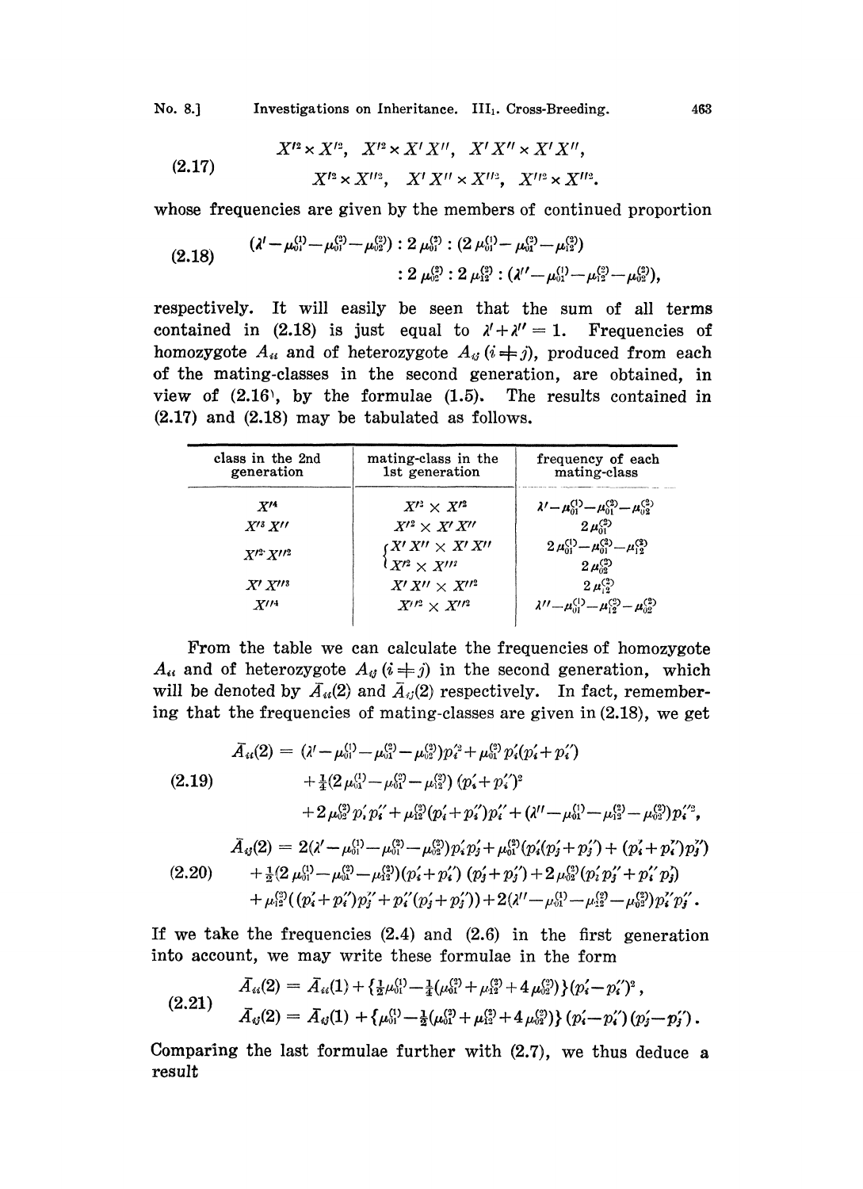$$
(2.17) \qquad \begin{array}{l} X'^2 \times X'^2, \quad X'^2 \times X'X'', \quad X'X'' \times X'X'', \\ X'^2 \times X''^2, \quad X'X'' \times X''^2, \quad X''^2 \times X''^2. \end{array}
$$

whose frequencies are given by the members of continued proportion

$$
(2.18) \qquad \begin{array}{l} (\lambda' - \mu_{01}^{(1)} - \mu_{01}^{(2)} - \mu_{02}^{(2)}) : 2\,\mu_{01}^{(2)} : (2\,\mu_{01}^{(1)} - \mu_{01}^{(2)} - \mu_{12}^{(2)}) \\ \qquad : 2\,\mu_{02}^{(2)} : 2\,\mu_{12}^{(2)} : (\lambda'' - \mu_{01}^{(1)} - \mu_{12}^{(2)} - \mu_{02}^{(2)}), \end{array}
$$

respectively. It will easily be seen that the sum of all terms contained in (2.18) is just equal to $\lambda' + \lambda'' = 1$. Frequencies of homozygote $A_{ii}$ and of heterozygote $A_{ij}$ $(i \neq j)$, produced from each of the mating-classes in the second generation, are obtained, in view of (2.16), by the formulae (1.5). The results contained in (2.17) and (2.18) may be tabulated as follows.

| class in the 2nd generation | mating-class in the 1st generation | frequency of each mating-class |
|---|---|---|
| $X'^4$ | $X'^2 \times X'^2$ | $\lambda' - \mu_{01}^{(1)} - \mu_{01}^{(2)} - \mu_{02}^{(2)}$ |
| $X'^3 X''$ | $X'^2 \times X'X''$ | $2\,\mu_{01}^{(2)}$ |
| $X'^2 X''^2$ | $X'X'' \times X'X''$ | $2\,\mu_{01}^{(1)} - \mu_{01}^{(2)} - \mu_{12}^{(2)}$ |
| | $X'^2 \times X''^2$ | $2\,\mu_{02}^{(2)}$ |
| $X' X''^3$ | $X'X'' \times X''^2$ | $2\,\mu_{12}^{(2)}$ |
| $X''^4$ | $X''^2 \times X''^2$ | $\lambda'' - \mu_{01}^{(1)} - \mu_{12}^{(2)} - \mu_{02}^{(2)}$ |

From the table we can calculate the frequencies of homozygote $A_{ii}$ and of heterozygote $A_{ij}$ $(i \neq j)$ in the second generation, which will be denoted by $\bar{A}_{ii}(2)$ and $\bar{A}_{ij}(2)$ respectively. In fact, remembering that the frequencies of mating-classes are given in (2.18), we get

$$
(2.19) \qquad \begin{aligned} \bar{A}_{ii}(2) = {} & (\lambda' - \mu_{01}^{(1)} - \mu_{01}^{(2)} - \mu_{02}^{(2)}) p_i'^2 + \mu_{01}^{(2)} p_i'(p_i' + p_i'') \\ & + \tfrac{1}{4}(2\,\mu_{01}^{(1)} - \mu_{01}^{(2)} - \mu_{12}^{(2)}) (p_i' + p_i'')^2 \\ & + 2\,\mu_{02}^{(2)} p_i' p_i'' + \mu_{12}^{(2)} (p_i' + p_i'') p_i'' + (\lambda'' - \mu_{01}^{(1)} - \mu_{12}^{(2)} - \mu_{02}^{(2)}) p_i''^2, \end{aligned}
$$

$$
(2.20) \qquad \begin{aligned} \bar{A}_{ij}(2) = {} & 2(\lambda' - \mu_{01}^{(1)} - \mu_{01}^{(2)} - \mu_{02}^{(2)}) p_i' p_j' + \mu_{01}^{(2)} (p_i'(p_j' + p_j'') + (p_i' + p_i'') p_j') \\ & + \tfrac{1}{2}(2\,\mu_{01}^{(1)} - \mu_{01}^{(2)} - \mu_{12}^{(2)}) (p_i' + p_i'') (p_j' + p_j'') + 2\,\mu_{02}^{(2)} (p_i' p_j'' + p_i'' p_j') \\ & + \mu_{12}^{(2)} ((p_i' + p_i'') p_j'' + p_i''(p_j' + p_j'')) + 2(\lambda'' - \mu_{01}^{(1)} - \mu_{12}^{(2)} - \mu_{02}^{(2)}) p_i'' p_j''. \end{aligned}
$$

If we take the frequencies (2.4) and (2.6) in the first generation into account, we may write these formulae in the form

$$
(2.21) \qquad \begin{aligned} \bar{A}_{ii}(2) &= \bar{A}_{ii}(1) + \{\tfrac{1}{2}\mu_{01}^{(1)} - \tfrac{1}{4}(\mu_{01}^{(2)} + \mu_{12}^{(2)} + 4\,\mu_{02}^{(2)})\} (p_i' - p_i'')^2, \\ \bar{A}_{ij}(2) &= \bar{A}_{ij}(1) + \{\mu_{01}^{(1)} - \tfrac{1}{2}(\mu_{01}^{(2)} + \mu_{12}^{(2)} + 4\,\mu_{02}^{(2)})\} (p_i' - p_i'') (p_j' - p_j''). \end{aligned}
$$

Comparing the last formulae further with (2.7), we thus deduce a result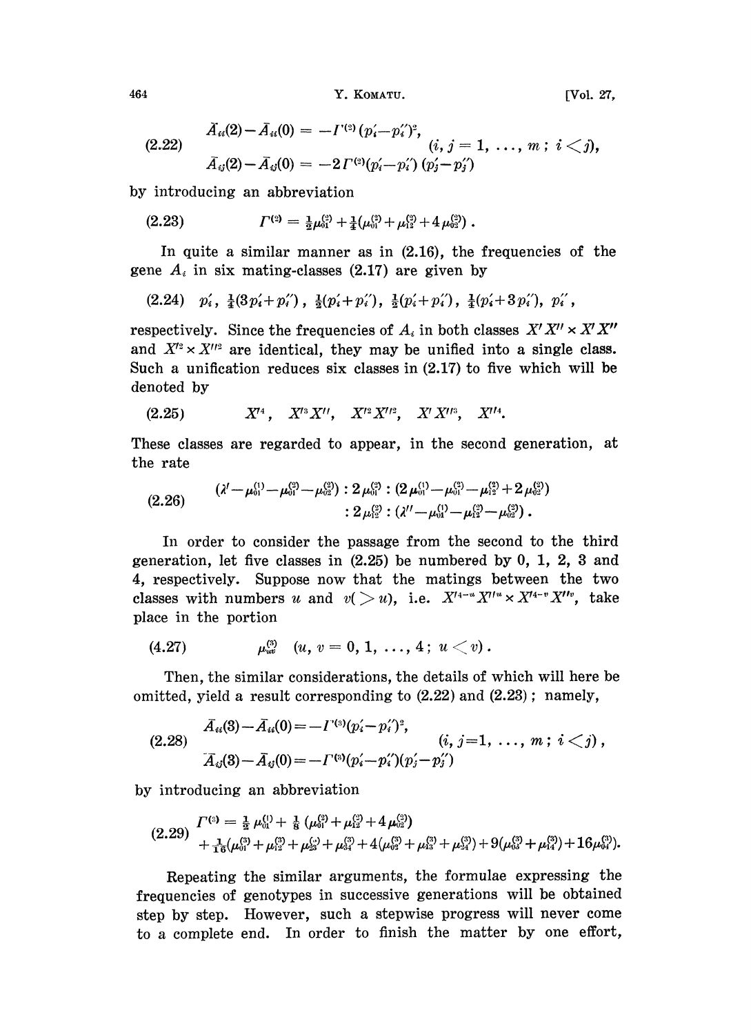$$
(2.22)\qquad \begin{aligned} \bar{A}_{ii}(2)-\bar{A}_{ii}(0) &= -\Gamma^{(2)}(p_i'-p_i'')^2, \\ \bar{A}_{ij}(2)-\bar{A}_{ij}(0) &= -2\Gamma^{(2)}(p_i'-p_i'')(p_j'-p_j'') \end{aligned} \qquad (i, j = 1, \ldots, m;\ i<j),
$$

by introducing an abbreviation

$$
(2.23)\qquad \Gamma^{(2)} = \tfrac{1}{2}\mu_{01}^{(1)} + \tfrac{1}{4}(\mu_{01}^{(2)}+\mu_{12}^{(2)}+4\mu_{02}^{(2)}).
$$

In quite a similar manner as in (2.16), the frequencies of the gene $A_i$ in six mating-classes (2.17) are given by

$$
(2.24)\qquad p_i',\ \tfrac{1}{4}(3p_i'+p_i''),\ \tfrac{1}{2}(p_i'+p_i''),\ \tfrac{1}{2}(p_i'+p_i''),\ \tfrac{1}{4}(p_i'+3p_i''),\ p_i'',
$$

respectively. Since the frequencies of $A_i$ in both classes $X'X''\times X'X''$ and $X'^2\times X''^2$ are identical, they may be unified into a single class. Such a unification reduces six classes in (2.17) to five which will be denoted by

$$
(2.25)\qquad X'^4,\quad X'^3X'',\quad X'^2X''^2,\quad X'X''^3,\quad X''^4.
$$

These classes are regarded to appear, in the second generation, at the rate

$$
(2.26)\qquad \begin{aligned} &(\lambda'-\mu_{01}^{(1)}-\mu_{01}^{(2)}-\mu_{02}^{(2)}) : 2\mu_{01}^{(2)} : (2\mu_{01}^{(1)}-\mu_{01}^{(2)}-\mu_{12}^{(2)}+2\mu_{02}^{(2)}) \\ &\quad : 2\mu_{12}^{(2)} : (\lambda''-\mu_{01}^{(1)}-\mu_{12}^{(2)}-\mu_{02}^{(2)}). \end{aligned}
$$

In order to consider the passage from the second to the third generation, let five classes in (2.25) be numbered by 0, 1, 2, 3 and 4, respectively. Suppose now that the matings between the two classes with numbers $u$ and $v(>u)$, i.e. $X'^{4-u}X''^u\times X'^{4-v}X''^v$, take place in the portion

$$
(4.27)\qquad \mu_{uv}^{(3)}\quad (u, v = 0, 1, \ldots, 4;\ u<v).
$$

Then, the similar considerations, the details of which will here be omitted, yield a result corresponding to (2.22) and (2.23); namely,

$$
(2.28)\qquad \begin{aligned} \bar{A}_{ii}(3)-\bar{A}_{ii}(0) &= -\Gamma^{(3)}(p_i'-p_i'')^2, \\ \bar{A}_{ij}(3)-\bar{A}_{ij}(0) &= -\Gamma^{(3)}(p_i'-p_i'')(p_j'-p_j'') \end{aligned} \qquad (i, j=1, \ldots, m;\ i<j),
$$

by introducing an abbreviation

$$
(2.29)\qquad \begin{aligned} \Gamma^{(3)} &= \tfrac{1}{2}\mu_{01}^{(1)} + \tfrac{1}{8}(\mu_{01}^{(2)}+\mu_{12}^{(2)}+4\mu_{02}^{(2)}) \\ &\quad + \tfrac{1}{16}(\mu_{01}^{(3)}+\mu_{12}^{(3)}+\mu_{23}^{(3)}+\mu_{34}^{(3)}+4(\mu_{02}^{(3)}+\mu_{13}^{(3)}+\mu_{24}^{(3)})+9(\mu_{03}^{(3)}+\mu_{14}^{(3)})+16\mu_{04}^{(3)}). \end{aligned}
$$

Repeating the similar arguments, the formulae expressing the frequencies of genotypes in successive generations will be obtained step by step. However, such a stepwise progress will never come to a complete end. In order to finish the matter by one effort,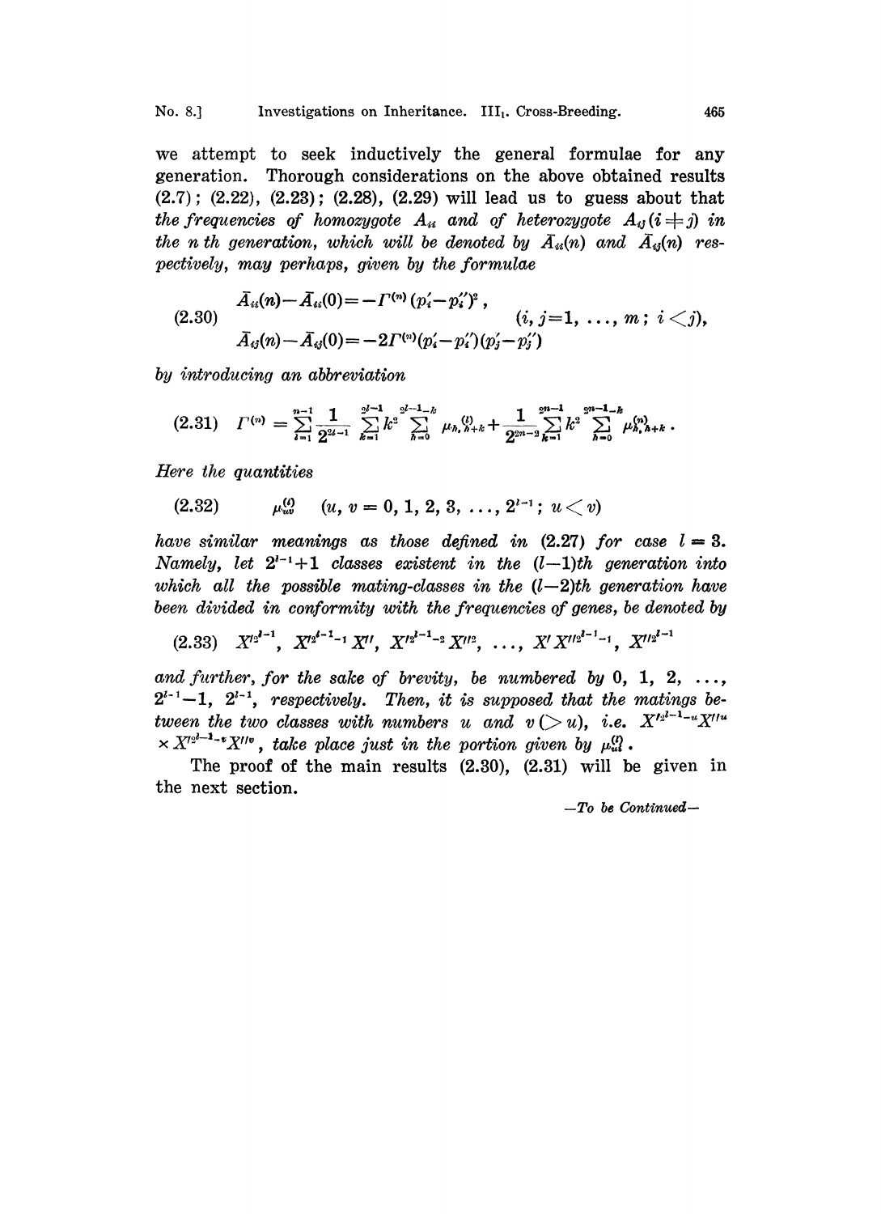we attempt to seek inductively the general formulae for any generation. Thorough considerations on the above obtained results (2.7); (2.22), (2.23); (2.28), (2.29) will lead us to guess about that *the frequencies of homozygote $A_{ii}$ and of heterozygote $A_{ij} (i \neq j)$ in the n th generation, which will be denoted by $\bar{A}_{ii}(n)$ and $\bar{A}_{ij}(n)$ respectively, may perhaps, given by the formulae*

$$(2.30) \quad \begin{aligned} \bar{A}_{ii}(n) - \bar{A}_{ii}(0) &= -\Gamma^{(n)} (p'_i - p''_i)^2, \\ \bar{A}_{ij}(n) - \bar{A}_{ij}(0) &= -2\Gamma^{(n)} (p'_i - p''_i)(p'_j - p''_j) \end{aligned} \qquad (i, j = 1, \ldots, m;\ i < j),$$

*by introducing an abbreviation*

$$(2.31) \quad \Gamma^{(n)} = \sum_{l=1}^{n-1} \frac{1}{2^{2l-1}} \sum_{k=1}^{2^{l}-1} k^2 \sum_{h=0}^{2^{l-1}-k} \mu_{h,h+k}^{(l)} + \frac{1}{2^{2n-2}} \sum_{k=1}^{2^{n-1}} k^2 \sum_{h=0}^{2^{n-1}-k} \mu_{h,h+k}^{(n)}.$$

*Here the quantities*

$$(2.32) \qquad \mu_{uv}^{(l)} \quad (u, v = 0, 1, 2, 3, \ldots, 2^{l-1};\ u < v)$$

*have similar meanings as those defined in (2.27) for case $l = 3$. Namely, let $2^{l-1}+1$ classes existent in the $(l-1)$th generation into which all the possible mating-classes in the $(l-2)$th generation have been divided in conformity with the frequencies of genes, be denoted by*

$$(2.33) \quad X'^{2^{l-1}},\ X'^{2^{l-1}-1} X'',\ X'^{2^{l-1}-2} X''^{2},\ \ldots,\ X' X''^{2^{l-1}-1},\ X''^{2^{l-1}}$$

*and further, for the sake of brevity, be numbered by $0, 1, 2, \ldots, 2^{l-1}-1, 2^{l-1}$, respectively. Then, it is supposed that the matings between the two classes with numbers $u$ and $v (> u)$, i.e. $X'^{2^{l-1}-u} X''^{u} \times X'^{2^{l-1}-v} X''^{v}$, take place just in the portion given by $\mu_{uv}^{(l)}$.*

The proof of the main results (2.30), (2.31) will be given in the next section.

*—To be Continued—*